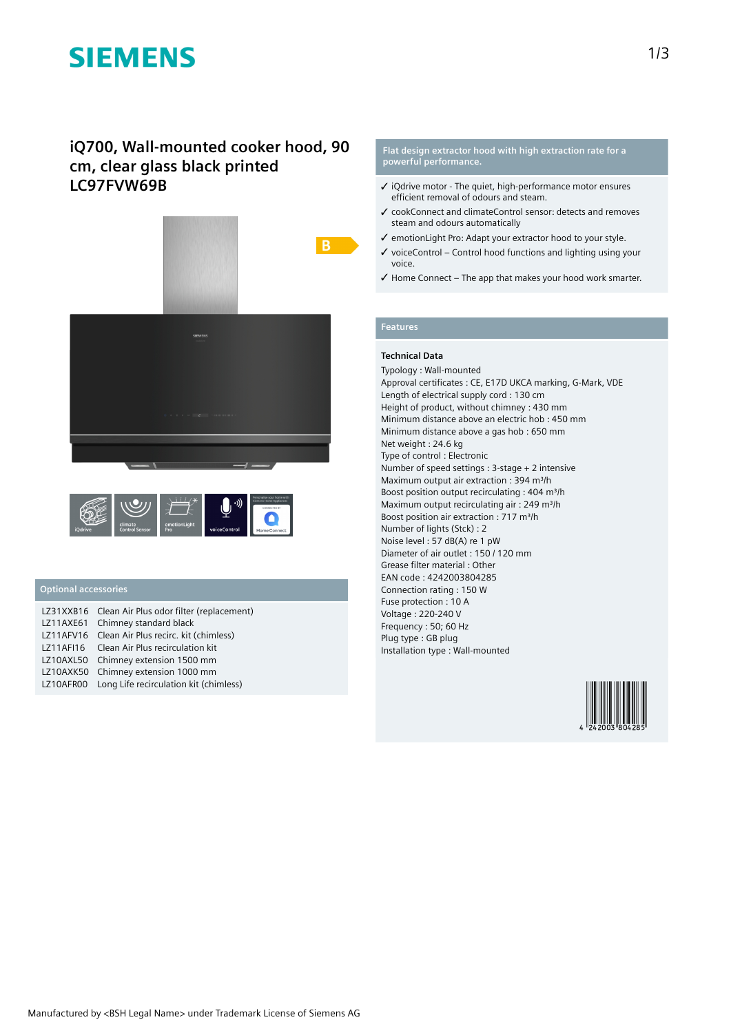# iQ700, Wall-mounted cooker hood, 90 cm, clear glass black printed LC97FVW69B

## Optional accessories

| | |
|---|---|
| LZ31XXB16 | Clean Air Plus odor filter (replacement) |
| LZ11AXE61 | Chimney standard black |
| LZ11AFV16 | Clean Air Plus recirc. kit (chimless) |
| LZ11AFI16 | Clean Air Plus recirculation kit |
| LZ10AXL50 | Chimney extension 1500 mm |
| LZ10AXK50 | Chimney extension 1000 mm |
| LZ10AFR00 | Long Life recirculation kit (chimless) |

## Flat design extractor hood with high extraction rate for a powerful performance.

- ✓ iQdrive motor - The quiet, high-performance motor ensures efficient removal of odours and steam.
- ✓ cookConnect and climateControl sensor: detects and removes steam and odours automatically
- ✓ emotionLight Pro: Adapt your extractor hood to your style.
- ✓ voiceControl – Control hood functions and lighting using your voice.
- ✓ Home Connect – The app that makes your hood work smarter.

## Features

### Technical Data

Typology : Wall-mounted
Approval certificates : CE, E17D UKCA marking, G-Mark, VDE
Length of electrical supply cord : 130 cm
Height of product, without chimney : 430 mm
Minimum distance above an electric hob : 450 mm
Minimum distance above a gas hob : 650 mm
Net weight : 24.6 kg
Type of control : Electronic
Number of speed settings : 3-stage + 2 intensive
Maximum output air extraction : 394 m³/h
Boost position output recirculating : 404 m³/h
Maximum output recirculating air : 249 m³/h
Boost position air extraction : 717 m³/h
Number of lights (Stck) : 2
Noise level : 57 dB(A) re 1 pW
Diameter of air outlet : 150 / 120 mm
Grease filter material : Other
EAN code : 4242003804285
Connection rating : 150 W
Fuse protection : 10 A
Voltage : 220-240 V
Frequency : 50; 60 Hz
Plug type : GB plug
Installation type : Wall-mounted

Manufactured by <BSH Legal Name> under Trademark License of Siemens AG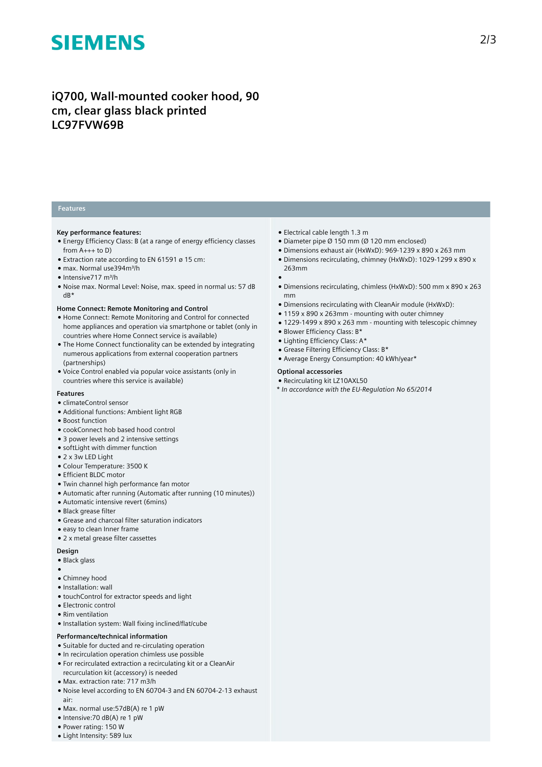# iQ700, Wall-mounted cooker hood, 90 cm, clear glass black printed
# LC97FVW69B

## Features

**Key performance features:**

- Energy Efficiency Class: B (at a range of energy efficiency classes from A+++ to D)
- Extraction rate according to EN 61591 ø 15 cm:
- max. Normal use394m³/h
- Intensive717 m³/h
- Noise max. Normal Level: Noise, max. speed in normal us: 57 dB dB*

**Home Connect: Remote Monitoring and Control**

- Home Connect: Remote Monitoring and Control for connected home appliances and operation via smartphone or tablet (only in countries where Home Connect service is available)
- The Home Connect functionality can be extended by integrating numerous applications from external cooperation partners (partnerships)
- Voice Control enabled via popular voice assistants (only in countries where this service is available)

**Features**

- climateControl sensor
- Additional functions: Ambient light RGB
- Boost function
- cookConnect hob based hood control
- 3 power levels and 2 intensive settings
- softLight with dimmer function
- 2 x 3w LED Light
- Colour Temperature: 3500 K
- Efficient BLDC motor
- Twin channel high performance fan motor
- Automatic after running (Automatic after running (10 minutes))
- Automatic intensive revert (6mins)
- Black grease filter
- Grease and charcoal filter saturation indicators
- easy to clean Inner frame
- 2 x metal grease filter cassettes

**Design**

- Black glass
- 
- Chimney hood
- Installation: wall
- touchControl for extractor speeds and light
- Electronic control
- Rim ventilation
- Installation system: Wall fixing inclined/flat/cube

**Performance/technical information**

- Suitable for ducted and re-circulating operation
- In recirculation operation chimless use possible
- For recirculated extraction a recirculating kit or a CleanAir recurculation kit (accessory) is needed
- Max. extraction rate: 717 m3/h
- Noise level according to EN 60704-3 and EN 60704-2-13 exhaust air:
- Max. normal use:57dB(A) re 1 pW
- Intensive:70 dB(A) re 1 pW
- Power rating: 150 W
- Light Intensity: 589 lux
- Electrical cable length 1.3 m
- Diameter pipe Ø 150 mm (Ø 120 mm enclosed)
- Dimensions exhaust air (HxWxD): 969-1239 x 890 x 263 mm
- Dimensions recirculating, chimney (HxWxD): 1029-1299 x 890 x 263mm
- 
- Dimensions recirculating, chimless (HxWxD): 500 mm x 890 x 263 mm
- Dimensions recirculating with CleanAir module (HxWxD):
- 1159 x 890 x 263mm - mounting with outer chimney
- 1229-1499 x 890 x 263 mm - mounting with telescopic chimney
- Blower Efficiency Class: B*
- Lighting Efficiency Class: A*
- Grease Filtering Efficiency Class: B*
- Average Energy Consumption: 40 kWh/year*

**Optional accessories**

- Recirculating kit LZ10AXL50

*\* In accordance with the EU-Regulation No 65/2014*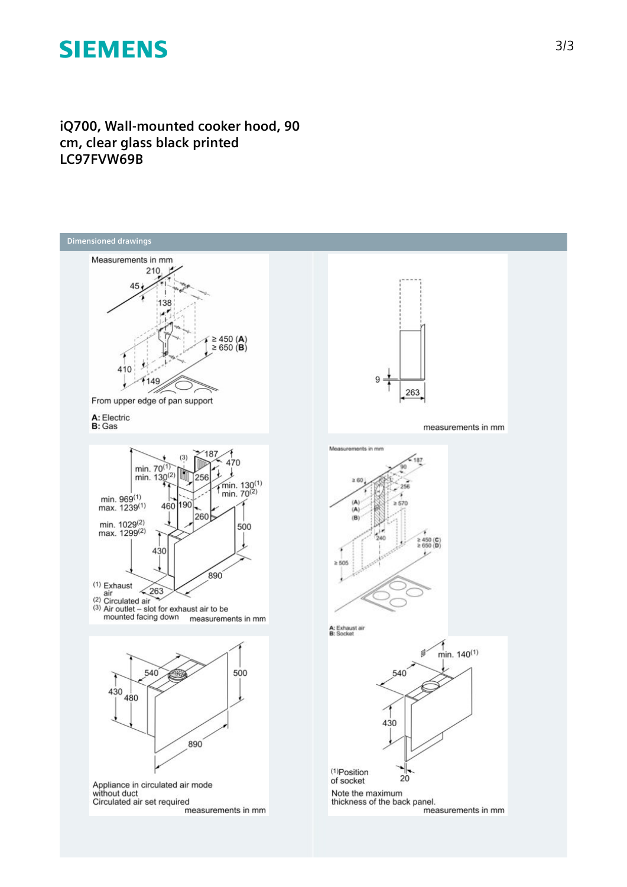**SIEMENS**

## iQ700, Wall-mounted cooker hood, 90 cm, clear glass black printed
## LC97FVW69B

### Dimensioned drawings

Measurements in mm
210
45
138
≥ 450 (**A**)
≥ 650 (**B**)
410
149
From upper edge of pan support
**A:** Electric
**B:** Gas

9
263
measurements in mm

187
(3)
470
min. 70(1)
min. 130(2)
256
min. 130(1)
min. 70(2)
min. 969(1)
max. 1239(1)
460
190
260
min. 1029(2)
max. 1299(2)
500
430
890
263
(1) Exhaust air
(2) Circulated air
(3) Air outlet – slot for exhaust air to be mounted facing down
measurements in mm

Measurements in mm
187
90
≥ 60
256
(A)
(A)
(B)
≥ 570
240
≥ 450 (C)
≥ 650 (D)
≥ 505
A: Exhaust air
B: Socket

540
500
430
480
890
Appliance in circulated air mode without duct
Circulated air set required
measurements in mm

min. 140(1)
540
430
(1)Position of socket
20
Note the maximum thickness of the back panel.
measurements in mm